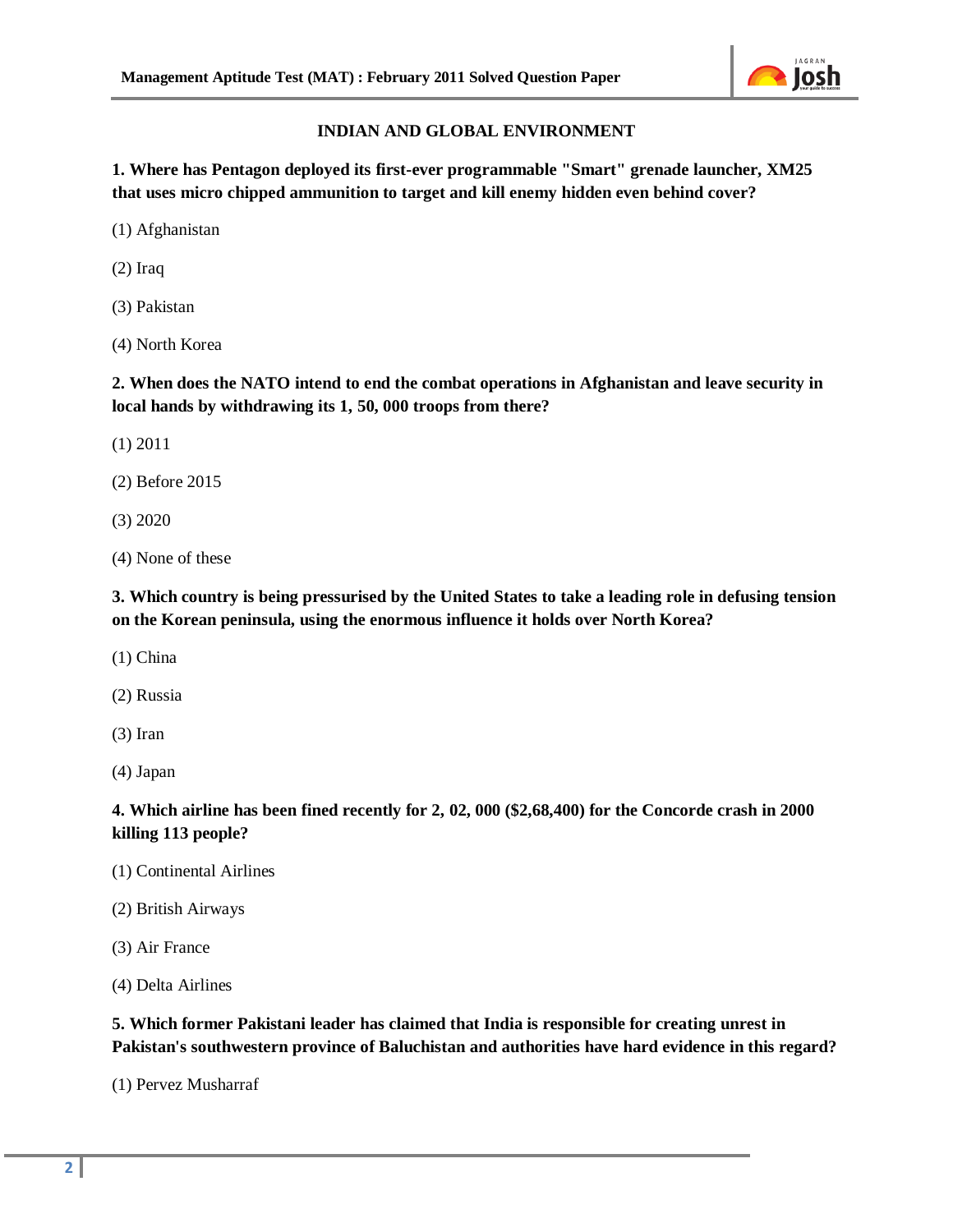## INDIAN AND GLOBAL ENVIRONMENT

**1. Where has Pentagon deployed its first-ever programmable "Smart" grenade launcher, XM25 that uses micro chipped ammunition to target and kill enemy hidden even behind cover?**

(1) Afghanistan

(2) Iraq

(3) Pakistan

(4) North Korea

**2. When does the NATO intend to end the combat operations in Afghanistan and leave security in local hands by withdrawing its 1, 50, 000 troops from there?**

(1) 2011

(2) Before 2015

(3) 2020

(4) None of these

**3. Which country is being pressurised by the United States to take a leading role in defusing tension on the Korean peninsula, using the enormous influence it holds over North Korea?**

(1) China

(2) Russia

(3) Iran

(4) Japan

**4. Which airline has been fined recently for 2, 02, 000 ($2,68,400) for the Concorde crash in 2000 killing 113 people?**

(1) Continental Airlines

(2) British Airways

(3) Air France

(4) Delta Airlines

**5. Which former Pakistani leader has claimed that India is responsible for creating unrest in Pakistan's southwestern province of Baluchistan and authorities have hard evidence in this regard?**

(1) Pervez Musharraf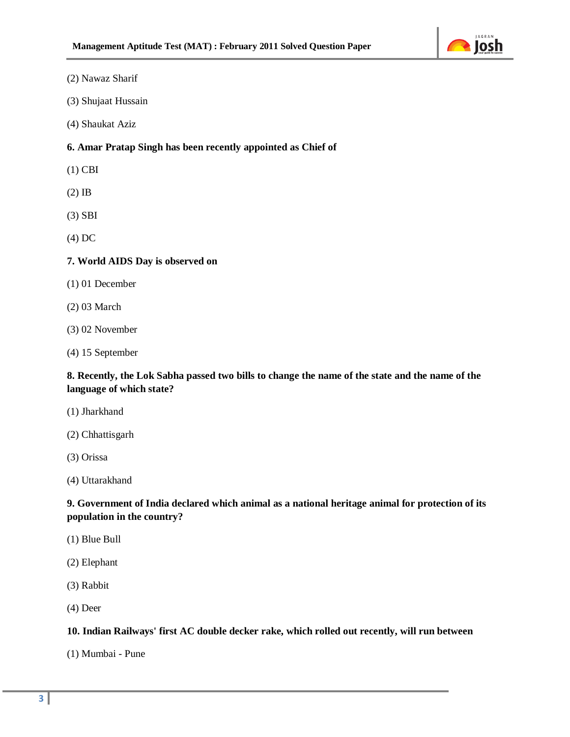(2) Nawaz Sharif

(3) Shujaat Hussain

(4) Shaukat Aziz

**6. Amar Pratap Singh has been recently appointed as Chief of**

(1) CBI

(2) IB

(3) SBI

(4) DC

**7. World AIDS Day is observed on**

(1) 01 December

(2) 03 March

(3) 02 November

(4) 15 September

**8. Recently, the Lok Sabha passed two bills to change the name of the state and the name of the language of which state?**

(1) Jharkhand

(2) Chhattisgarh

(3) Orissa

(4) Uttarakhand

**9. Government of India declared which animal as a national heritage animal for protection of its population in the country?**

(1) Blue Bull

(2) Elephant

(3) Rabbit

(4) Deer

**10. Indian Railways' first AC double decker rake, which rolled out recently, will run between**

(1) Mumbai - Pune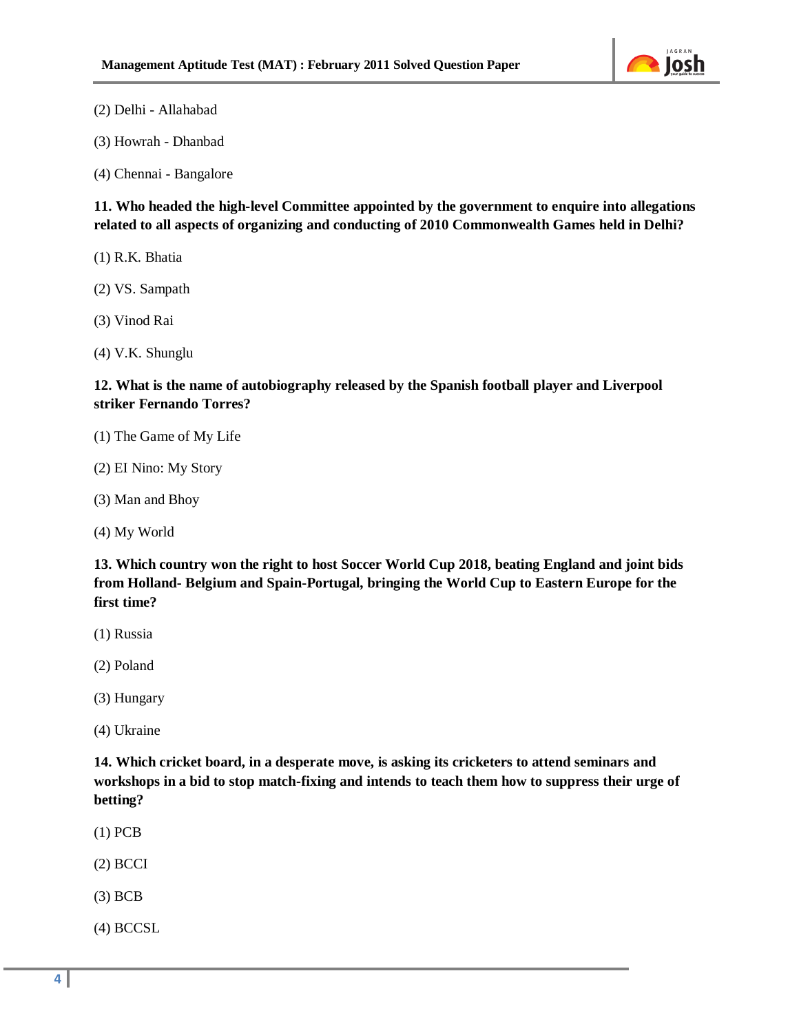(2) Delhi - Allahabad

(3) Howrah - Dhanbad

(4) Chennai - Bangalore

**11. Who headed the high-level Committee appointed by the government to enquire into allegations related to all aspects of organizing and conducting of 2010 Commonwealth Games held in Delhi?**

(1) R.K. Bhatia

(2) VS. Sampath

(3) Vinod Rai

(4) V.K. Shunglu

**12. What is the name of autobiography released by the Spanish football player and Liverpool striker Fernando Torres?**

(1) The Game of My Life

(2) EI Nino: My Story

(3) Man and Bhoy

(4) My World

**13. Which country won the right to host Soccer World Cup 2018, beating England and joint bids from Holland- Belgium and Spain-Portugal, bringing the World Cup to Eastern Europe for the first time?**

(1) Russia

(2) Poland

(3) Hungary

(4) Ukraine

**14. Which cricket board, in a desperate move, is asking its cricketers to attend seminars and workshops in a bid to stop match-fixing and intends to teach them how to suppress their urge of betting?**

(1) PCB

(2) BCCI

(3) BCB

(4) BCCSL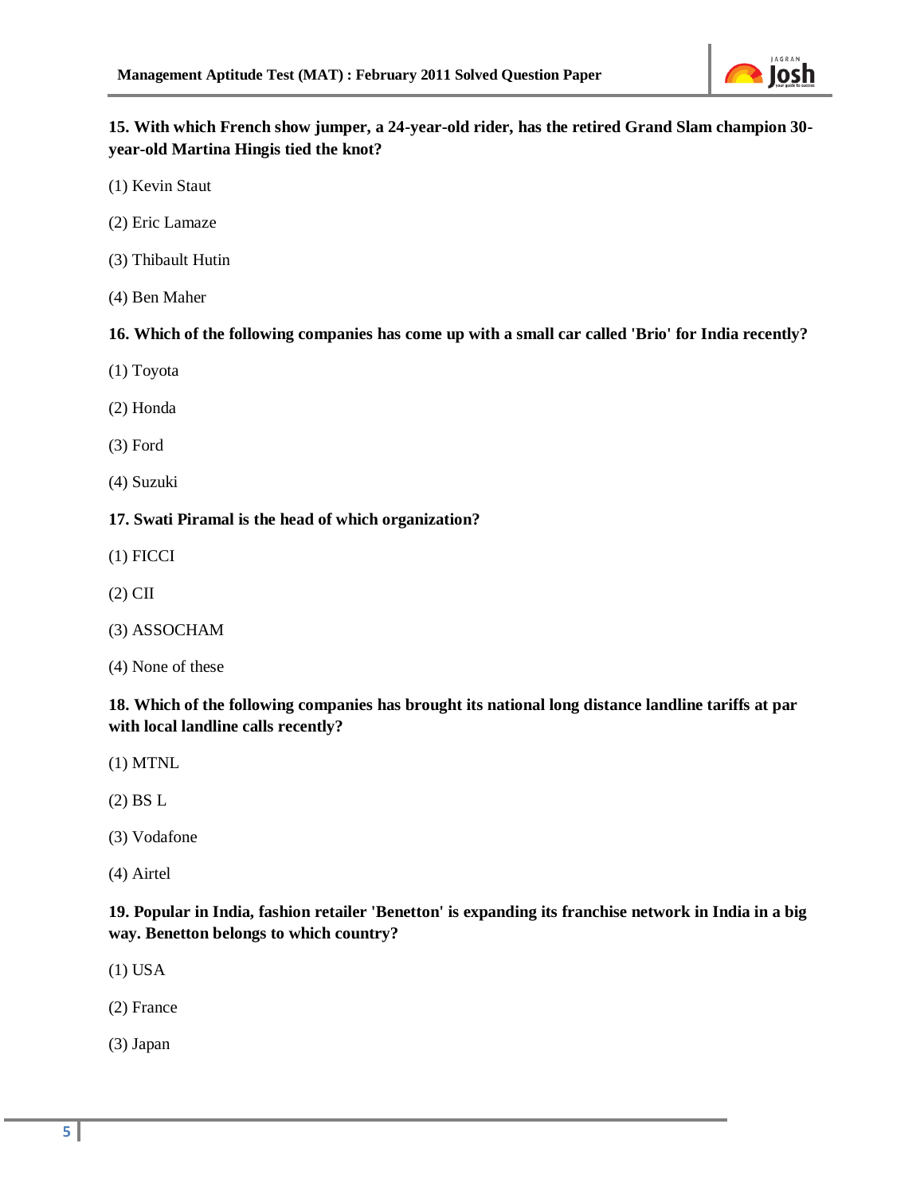**15. With which French show jumper, a 24-year-old rider, has the retired Grand Slam champion 30-year-old Martina Hingis tied the knot?**

(1) Kevin Staut

(2) Eric Lamaze

(3) Thibault Hutin

(4) Ben Maher

**16. Which of the following companies has come up with a small car called 'Brio' for India recently?**

(1) Toyota

(2) Honda

(3) Ford

(4) Suzuki

**17. Swati Piramal is the head of which organization?**

(1) FICCI

(2) CII

(3) ASSOCHAM

(4) None of these

**18. Which of the following companies has brought its national long distance landline tariffs at par with local landline calls recently?**

(1) MTNL

(2) BS L

(3) Vodafone

(4) Airtel

**19. Popular in India, fashion retailer 'Benetton' is expanding its franchise network in India in a big way. Benetton belongs to which country?**

(1) USA

(2) France

(3) Japan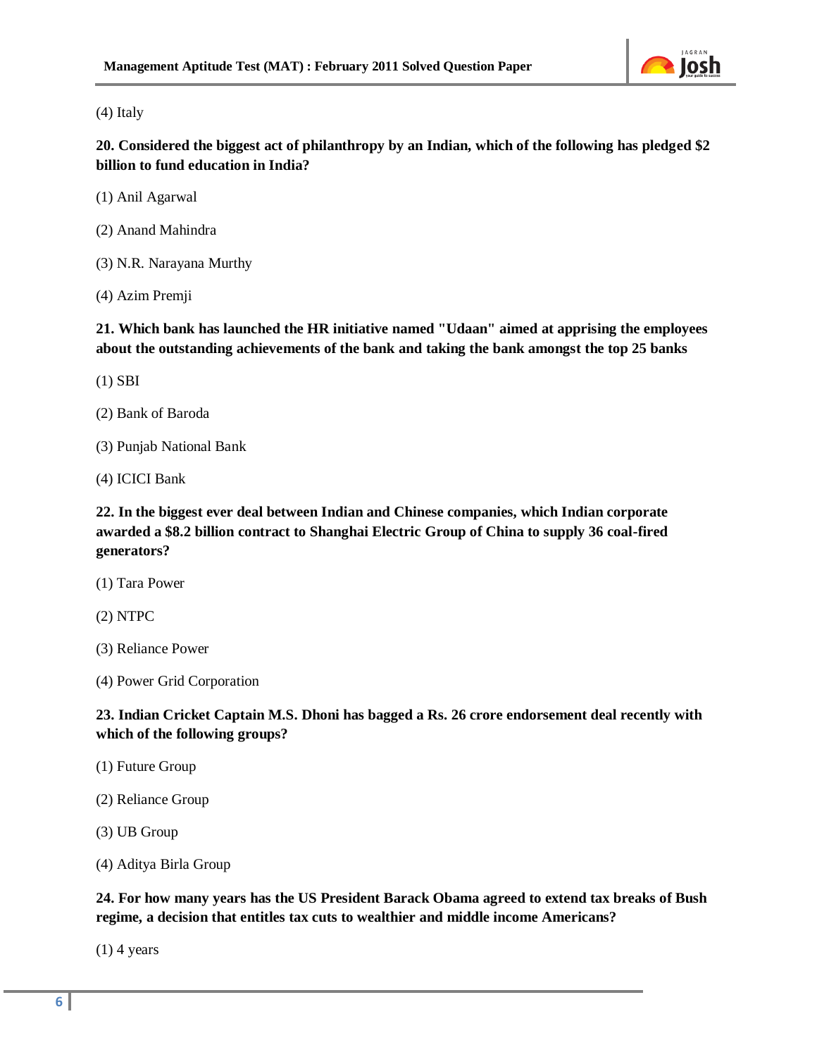(4) Italy

**20. Considered the biggest act of philanthropy by an Indian, which of the following has pledged $2 billion to fund education in India?**

(1) Anil Agarwal

(2) Anand Mahindra

(3) N.R. Narayana Murthy

(4) Azim Premji

**21. Which bank has launched the HR initiative named "Udaan" aimed at apprising the employees about the outstanding achievements of the bank and taking the bank amongst the top 25 banks**

(1) SBI

(2) Bank of Baroda

(3) Punjab National Bank

(4) ICICI Bank

**22. In the biggest ever deal between Indian and Chinese companies, which Indian corporate awarded a $8.2 billion contract to Shanghai Electric Group of China to supply 36 coal-fired generators?**

(1) Tara Power

(2) NTPC

(3) Reliance Power

(4) Power Grid Corporation

**23. Indian Cricket Captain M.S. Dhoni has bagged a Rs. 26 crore endorsement deal recently with which of the following groups?**

(1) Future Group

(2) Reliance Group

(3) UB Group

(4) Aditya Birla Group

**24. For how many years has the US President Barack Obama agreed to extend tax breaks of Bush regime, a decision that entitles tax cuts to wealthier and middle income Americans?**

(1) 4 years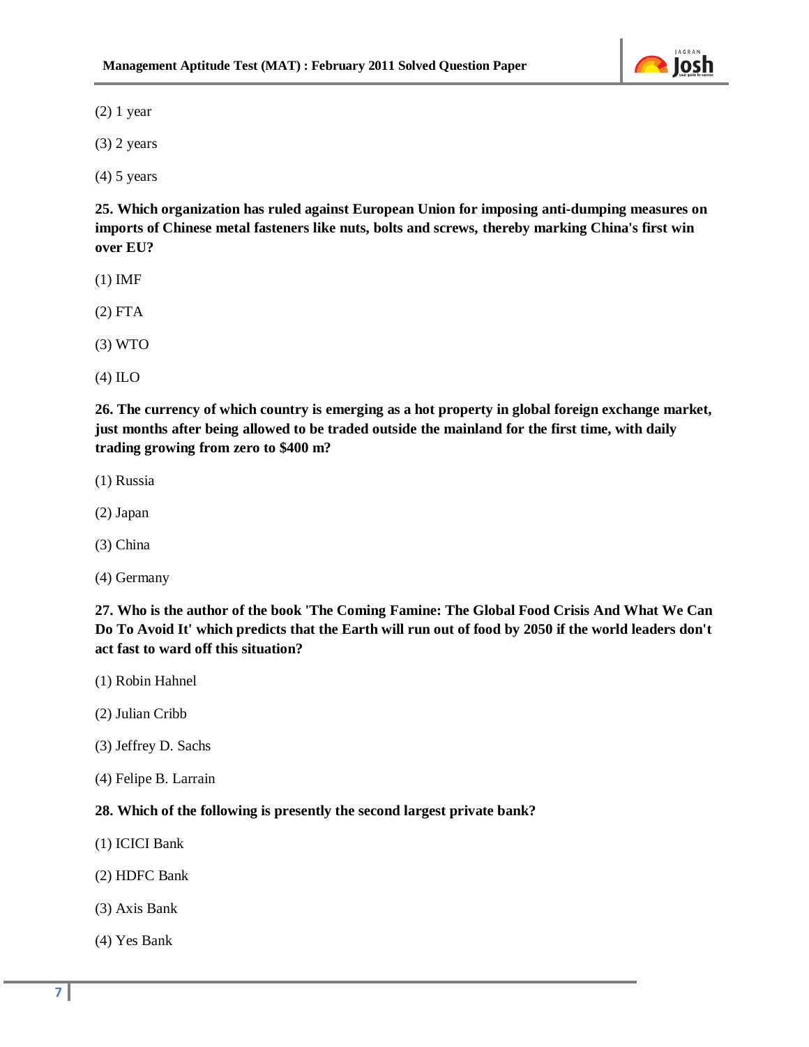(2) 1 year

(3) 2 years

(4) 5 years

**25. Which organization has ruled against European Union for imposing anti-dumping measures on imports of Chinese metal fasteners like nuts, bolts and screws, thereby marking China's first win over EU?**

(1) IMF

(2) FTA

(3) WTO

(4) ILO

**26. The currency of which country is emerging as a hot property in global foreign exchange market, just months after being allowed to be traded outside the mainland for the first time, with daily trading growing from zero to $400 m?**

(1) Russia

(2) Japan

(3) China

(4) Germany

**27. Who is the author of the book 'The Coming Famine: The Global Food Crisis And What We Can Do To Avoid It' which predicts that the Earth will run out of food by 2050 if the world leaders don't act fast to ward off this situation?**

(1) Robin Hahnel

(2) Julian Cribb

(3) Jeffrey D. Sachs

(4) Felipe B. Larrain

**28. Which of the following is presently the second largest private bank?**

(1) ICICI Bank

(2) HDFC Bank

(3) Axis Bank

(4) Yes Bank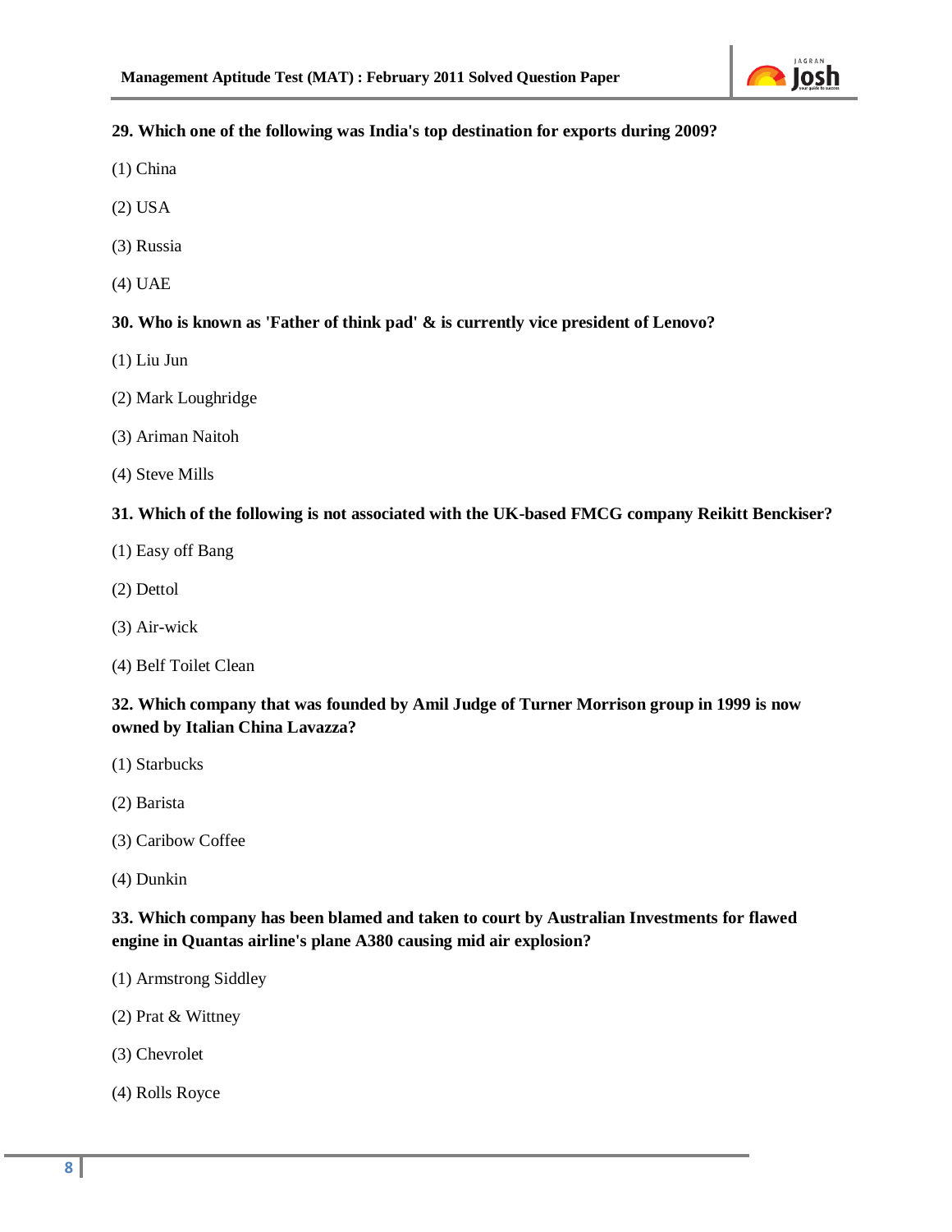**29. Which one of the following was India's top destination for exports during 2009?**

(1) China

(2) USA

(3) Russia

(4) UAE

**30. Who is known as 'Father of think pad' & is currently vice president of Lenovo?**

(1) Liu Jun

(2) Mark Loughridge

(3) Ariman Naitoh

(4) Steve Mills

**31. Which of the following is not associated with the UK-based FMCG company Reikitt Benckiser?**

(1) Easy off Bang

(2) Dettol

(3) Air-wick

(4) Belf Toilet Clean

**32. Which company that was founded by Amil Judge of Turner Morrison group in 1999 is now owned by Italian China Lavazza?**

(1) Starbucks

(2) Barista

(3) Caribow Coffee

(4) Dunkin

**33. Which company has been blamed and taken to court by Australian Investments for flawed engine in Quantas airline's plane A380 causing mid air explosion?**

(1) Armstrong Siddley

(2) Prat & Wittney

(3) Chevrolet

(4) Rolls Royce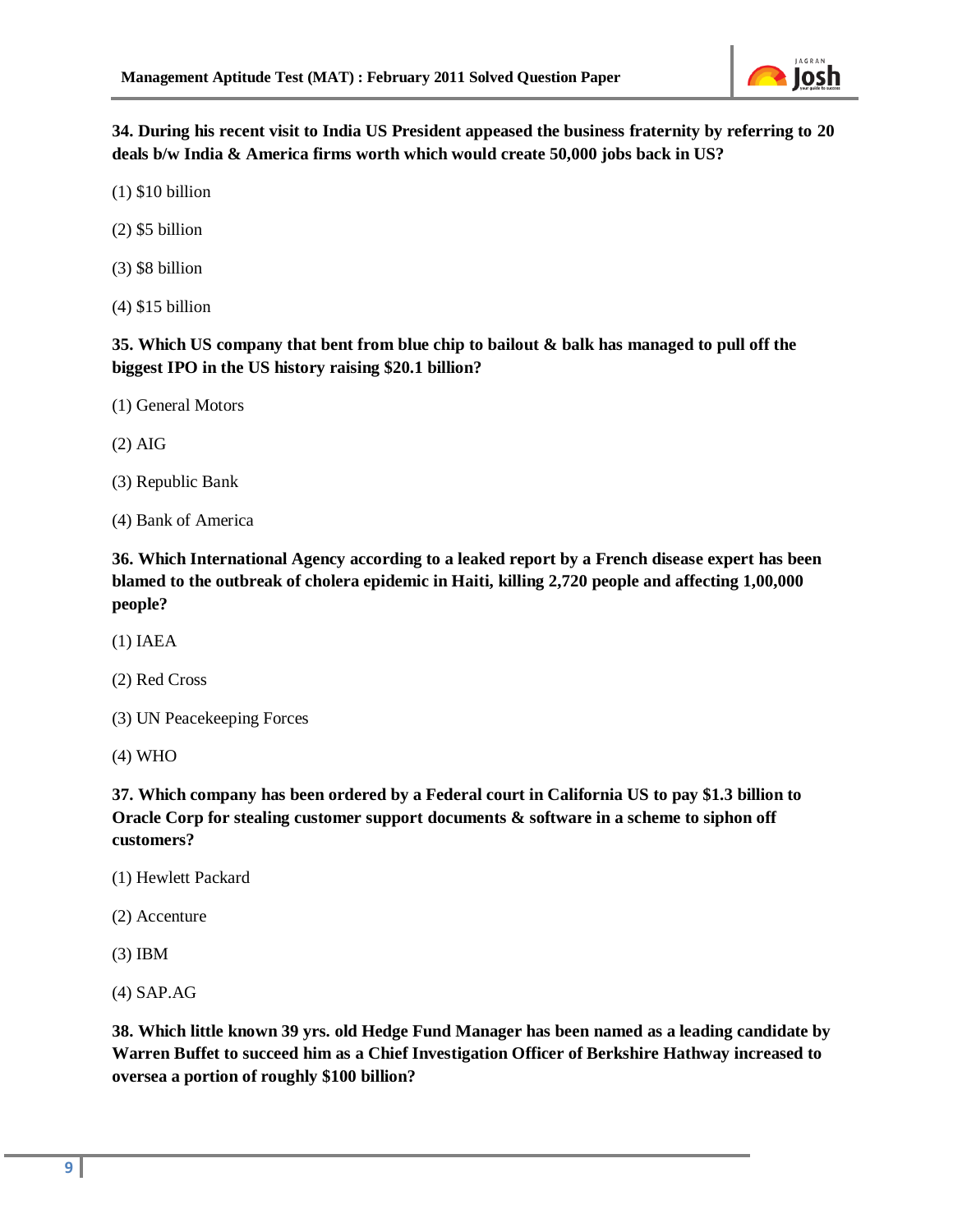**34. During his recent visit to India US President appeased the business fraternity by referring to 20 deals b/w India & America firms worth which would create 50,000 jobs back in US?**

(1) $10 billion

(2) $5 billion

(3) $8 billion

(4) $15 billion

**35. Which US company that bent from blue chip to bailout & balk has managed to pull off the biggest IPO in the US history raising $20.1 billion?**

(1) General Motors

(2) AIG

(3) Republic Bank

(4) Bank of America

**36. Which International Agency according to a leaked report by a French disease expert has been blamed to the outbreak of cholera epidemic in Haiti, killing 2,720 people and affecting 1,00,000 people?**

(1) IAEA

(2) Red Cross

(3) UN Peacekeeping Forces

(4) WHO

**37. Which company has been ordered by a Federal court in California US to pay $1.3 billion to Oracle Corp for stealing customer support documents & software in a scheme to siphon off customers?**

(1) Hewlett Packard

(2) Accenture

(3) IBM

(4) SAP.AG

**38. Which little known 39 yrs. old Hedge Fund Manager has been named as a leading candidate by Warren Buffet to succeed him as a Chief Investigation Officer of Berkshire Hathway increased to oversea a portion of roughly $100 billion?**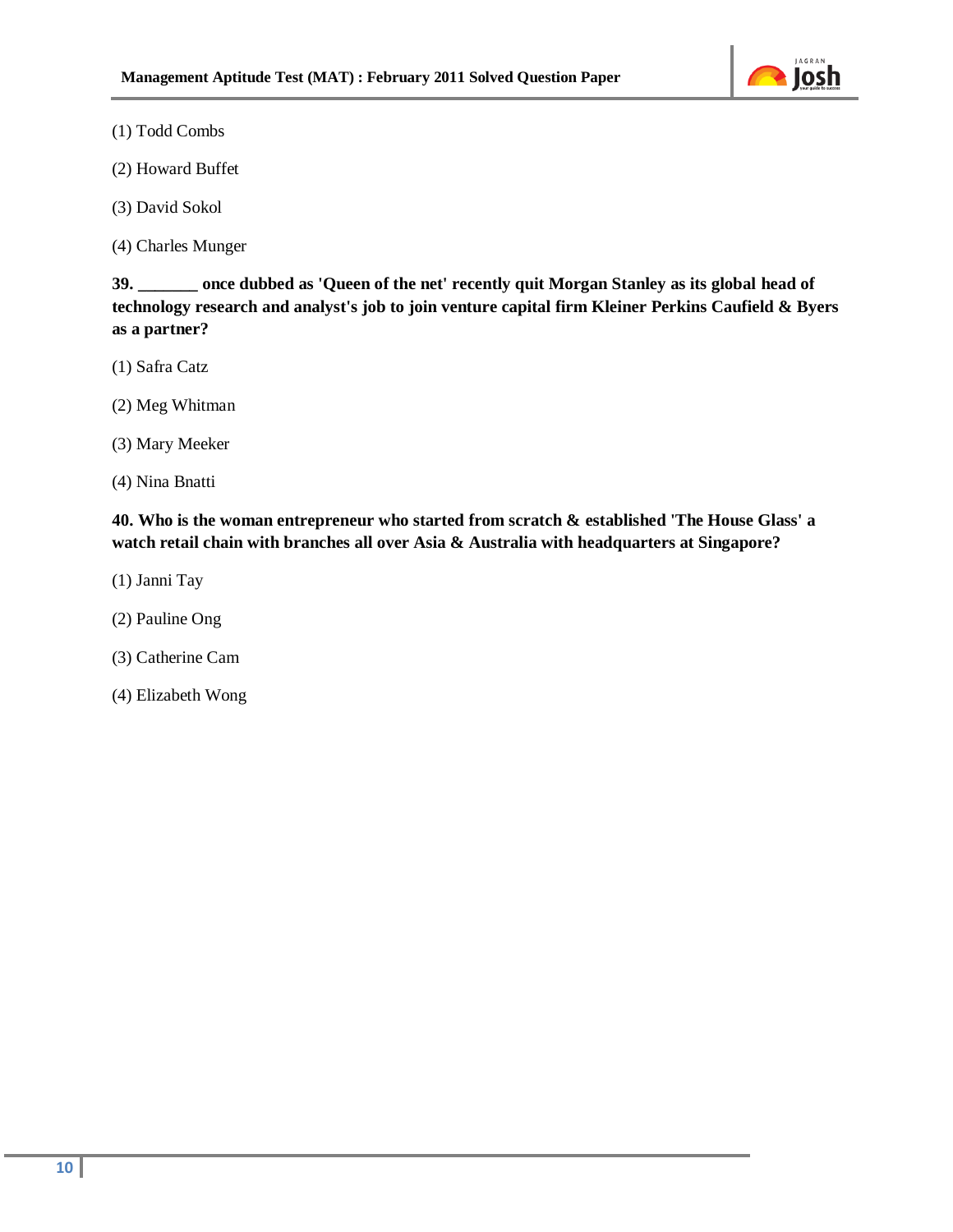(1) Todd Combs

(2) Howard Buffet

(3) David Sokol

(4) Charles Munger

**39. _______ once dubbed as 'Queen of the net' recently quit Morgan Stanley as its global head of technology research and analyst's job to join venture capital firm Kleiner Perkins Caufield & Byers as a partner?**

(1) Safra Catz

(2) Meg Whitman

(3) Mary Meeker

(4) Nina Bnatti

**40. Who is the woman entrepreneur who started from scratch & established 'The House Glass' a watch retail chain with branches all over Asia & Australia with headquarters at Singapore?**

(1) Janni Tay

(2) Pauline Ong

(3) Catherine Cam

(4) Elizabeth Wong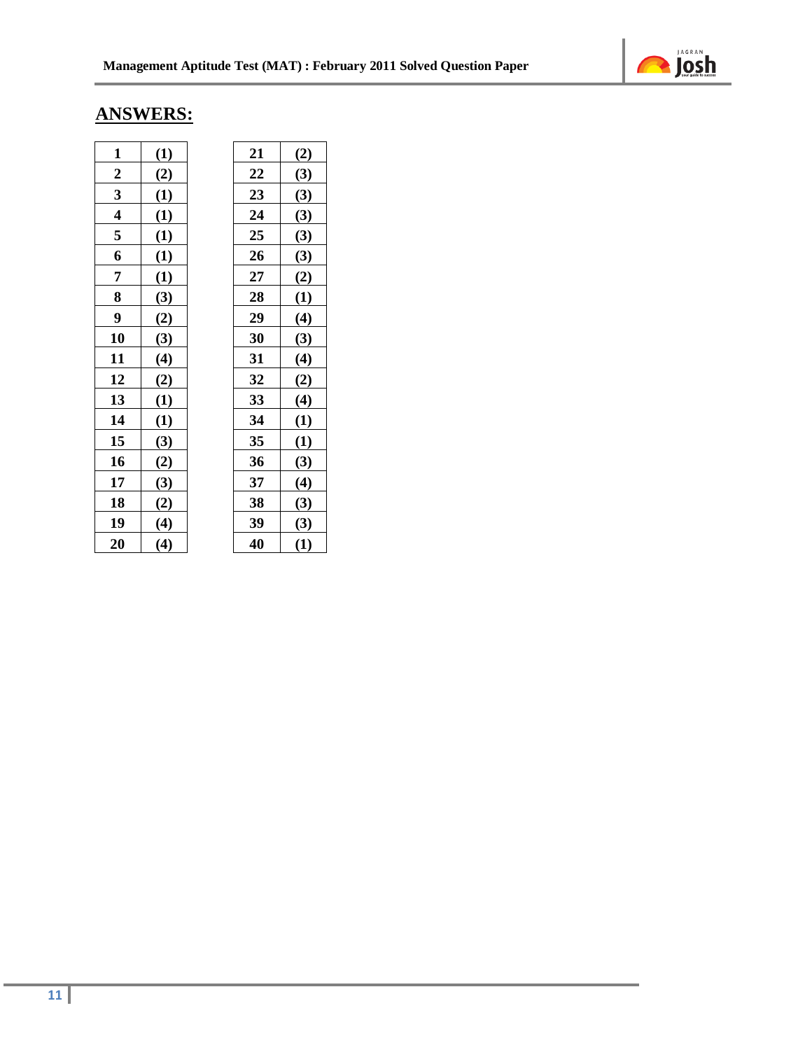## ANSWERS:

| | |
|---|---|
| 1 | (1) |
| 2 | (2) |
| 3 | (1) |
| 4 | (1) |
| 5 | (1) |
| 6 | (1) |
| 7 | (1) |
| 8 | (3) |
| 9 | (2) |
| 10 | (3) |
| 11 | (4) |
| 12 | (2) |
| 13 | (1) |
| 14 | (1) |
| 15 | (3) |
| 16 | (2) |
| 17 | (3) |
| 18 | (2) |
| 19 | (4) |
| 20 | (4) |

| | |
|---|---|
| 21 | (2) |
| 22 | (3) |
| 23 | (3) |
| 24 | (3) |
| 25 | (3) |
| 26 | (3) |
| 27 | (2) |
| 28 | (1) |
| 29 | (4) |
| 30 | (3) |
| 31 | (4) |
| 32 | (2) |
| 33 | (4) |
| 34 | (1) |
| 35 | (1) |
| 36 | (3) |
| 37 | (4) |
| 38 | (3) |
| 39 | (3) |
| 40 | (1) |